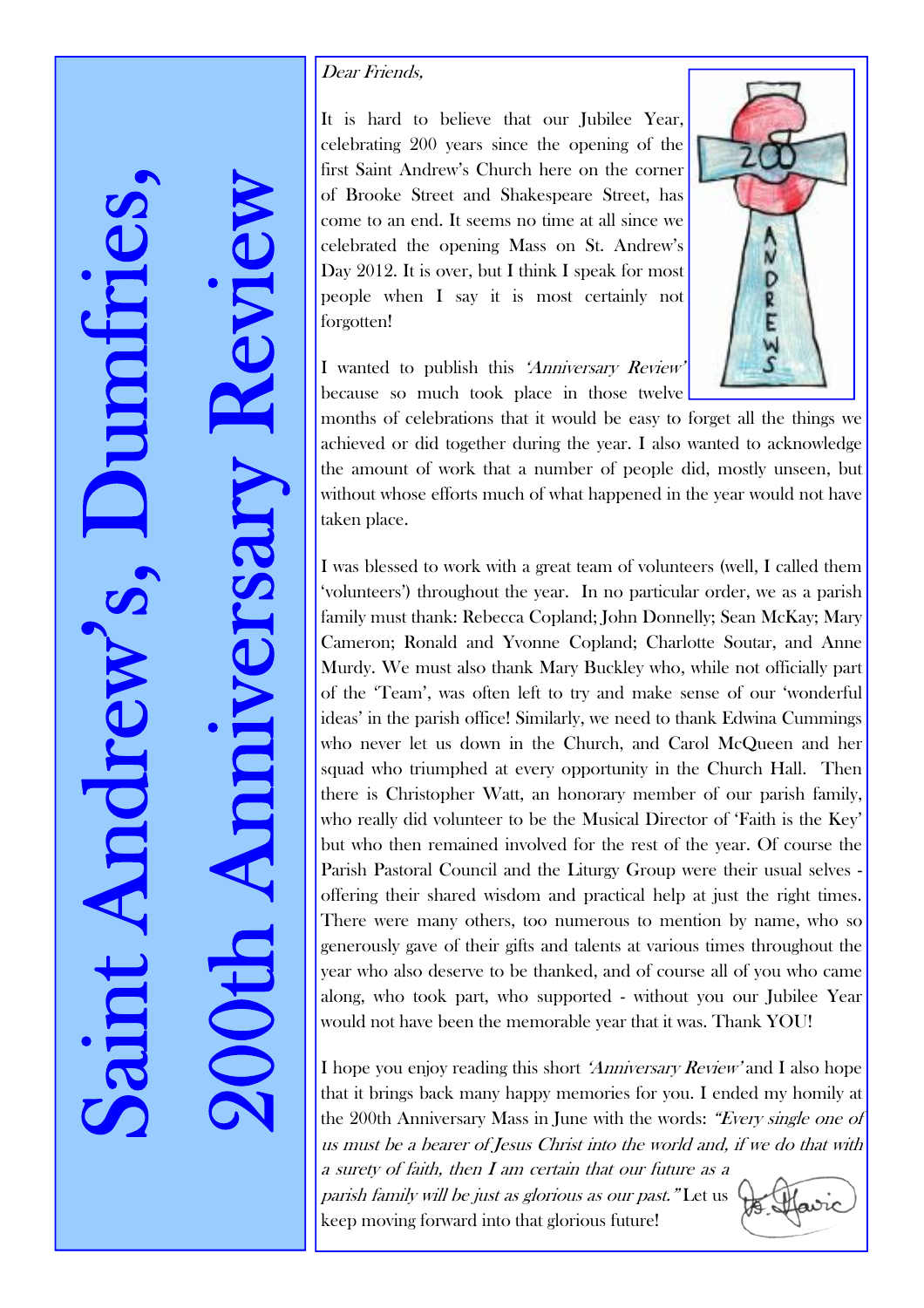# Saint Andrew's, Dumfries, 200th Anniversary Review

*Dear Friends,*

It is hard to believe that our Jubilee Year, celebrating 200 years since the opening of the first Saint Andrew's Church here on the corner of Brooke Street and Shakespeare Street, has come to an end. It seems no time at all since we celebrated the opening Mass on St. Andrew's Day 2012. It is over, but I think I speak for most people when I say it is most certainly not forgotten!

I wanted to publish this *'Anniversary Review'* because so much took place in those twelve months of celebrations that it would be easy to forget all the things we achieved or did together during the year. I also wanted to acknowledge the amount of work that a number of people did, mostly unseen, but without whose efforts much of what happened in the year would not have taken place.

I was blessed to work with a great team of volunteers (well, I called them 'volunteers') throughout the year. In no particular order, we as a parish family must thank: Rebecca Copland; John Donnelly; Sean McKay; Mary Cameron; Ronald and Yvonne Copland; Charlotte Soutar, and Anne Murdy. We must also thank Mary Buckley who, while not officially part of the 'Team', was often left to try and make sense of our 'wonderful ideas' in the parish office! Similarly, we need to thank Edwina Cummings who never let us down in the Church, and Carol McQueen and her squad who triumphed at every opportunity in the Church Hall. Then there is Christopher Watt, an honorary member of our parish family, who really did volunteer to be the Musical Director of 'Faith is the Key' but who then remained involved for the rest of the year. Of course the Parish Pastoral Council and the Liturgy Group were their usual selves - offering their shared wisdom and practical help at just the right times. There were many others, too numerous to mention by name, who so generously gave of their gifts and talents at various times throughout the year who also deserve to be thanked, and of course all of you who came along, who took part, who supported - without you our Jubilee Year would not have been the memorable year that it was. Thank YOU!

I hope you enjoy reading this short *'Anniversary Review'* and I also hope that it brings back many happy memories for you. I ended my homily at the 200th Anniversary Mass in June with the words: *"Every single one of us must be a bearer of Jesus Christ into the world and, if we do that with a surety of faith, then I am certain that our future as a parish family will be just as glorious as our past."* Let us keep moving forward into that glorious future!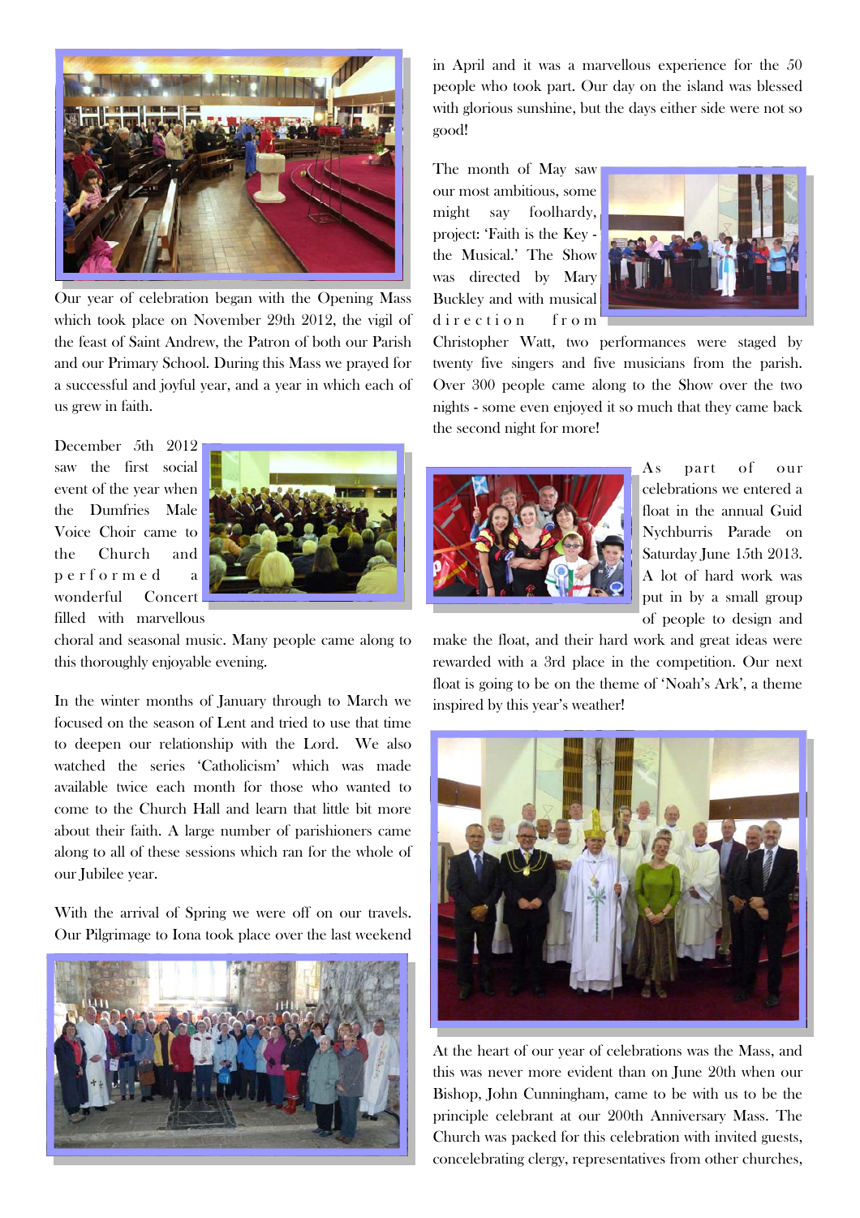Our year of celebration began with the Opening Mass which took place on November 29th 2012, the vigil of the feast of Saint Andrew, the Patron of both our Parish and our Primary School. During this Mass we prayed for a successful and joyful year, and a year in which each of us grew in faith.

December 5th 2012 saw the first social event of the year when the Dumfries Male Voice Choir came to the Church and performed a wonderful Concert filled with marvellous choral and seasonal music. Many people came along to this thoroughly enjoyable evening.

In the winter months of January through to March we focused on the season of Lent and tried to use that time to deepen our relationship with the Lord. We also watched the series 'Catholicism' which was made available twice each month for those who wanted to come to the Church Hall and learn that little bit more about their faith. A large number of parishioners came along to all of these sessions which ran for the whole of our Jubilee year.

With the arrival of Spring we were off on our travels. Our Pilgrimage to Iona took place over the last weekend in April and it was a marvellous experience for the 50 people who took part. Our day on the island was blessed with glorious sunshine, but the days either side were not so good!

The month of May saw our most ambitious, some might say foolhardy, project: 'Faith is the Key - the Musical.' The Show was directed by Mary Buckley and with musical direction from Christopher Watt, two performances were staged by twenty five singers and five musicians from the parish. Over 300 people came along to the Show over the two nights - some even enjoyed it so much that they came back the second night for more!

As part of our celebrations we entered a float in the annual Guid Nychburris Parade on Saturday June 15th 2013. A lot of hard work was put in by a small group of people to design and make the float, and their hard work and great ideas were rewarded with a 3rd place in the competition. Our next float is going to be on the theme of 'Noah's Ark', a theme inspired by this year's weather!

At the heart of our year of celebrations was the Mass, and this was never more evident than on June 20th when our Bishop, John Cunningham, came to be with us to be the principle celebrant at our 200th Anniversary Mass. The Church was packed for this celebration with invited guests, concelebrating clergy, representatives from other churches,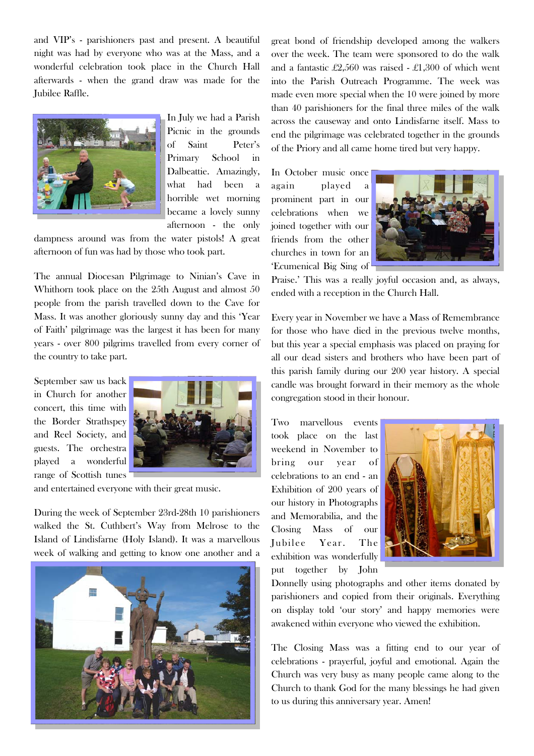and VIP's - parishioners past and present. A beautiful night was had by everyone who was at the Mass, and a wonderful celebration took place in the Church Hall afterwards - when the grand draw was made for the Jubilee Raffle.

In July we had a Parish Picnic in the grounds of Saint Peter's Primary School in Dalbeattie. Amazingly, what had been a horrible wet morning became a lovely sunny afternoon - the only dampness around was from the water pistols! A great afternoon of fun was had by those who took part.

The annual Diocesan Pilgrimage to Ninian's Cave in Whithorn took place on the 25th August and almost 50 people from the parish travelled down to the Cave for Mass. It was another gloriously sunny day and this 'Year of Faith' pilgrimage was the largest it has been for many years - over 800 pilgrims travelled from every corner of the country to take part.

September saw us back in Church for another concert, this time with the Border Strathspey and Reel Society, and guests. The orchestra played a wonderful range of Scottish tunes and entertained everyone with their great music.

During the week of September 23rd-28th 10 parishioners walked the St. Cuthbert's Way from Melrose to the Island of Lindisfarne (Holy Island). It was a marvellous week of walking and getting to know one another and a great bond of friendship developed among the walkers over the week. The team were sponsored to do the walk and a fantastic £2,560 was raised - £1,300 of which went into the Parish Outreach Programme. The week was made even more special when the 10 were joined by more than 40 parishioners for the final three miles of the walk across the causeway and onto Lindisfarne itself. Mass to end the pilgrimage was celebrated together in the grounds of the Priory and all came home tired but very happy.

In October music once again played a prominent part in our celebrations when we joined together with our friends from the other churches in town for an 'Ecumenical Big Sing of Praise.' This was a really joyful occasion and, as always, ended with a reception in the Church Hall.

Every year in November we have a Mass of Remembrance for those who have died in the previous twelve months, but this year a special emphasis was placed on praying for all our dead sisters and brothers who have been part of this parish family during our 200 year history. A special candle was brought forward in their memory as the whole congregation stood in their honour.

Two marvellous events took place on the last weekend in November to bring our year of celebrations to an end - an Exhibition of 200 years of our history in Photographs and Memorabilia, and the Closing Mass of our Jubilee Year. The exhibition was wonderfully put together by John Donnelly using photographs and other items donated by parishioners and copied from their originals. Everything on display told 'our story' and happy memories were awakened within everyone who viewed the exhibition.

The Closing Mass was a fitting end to our year of celebrations - prayerful, joyful and emotional. Again the Church was very busy as many people came along to the Church to thank God for the many blessings he had given to us during this anniversary year. Amen!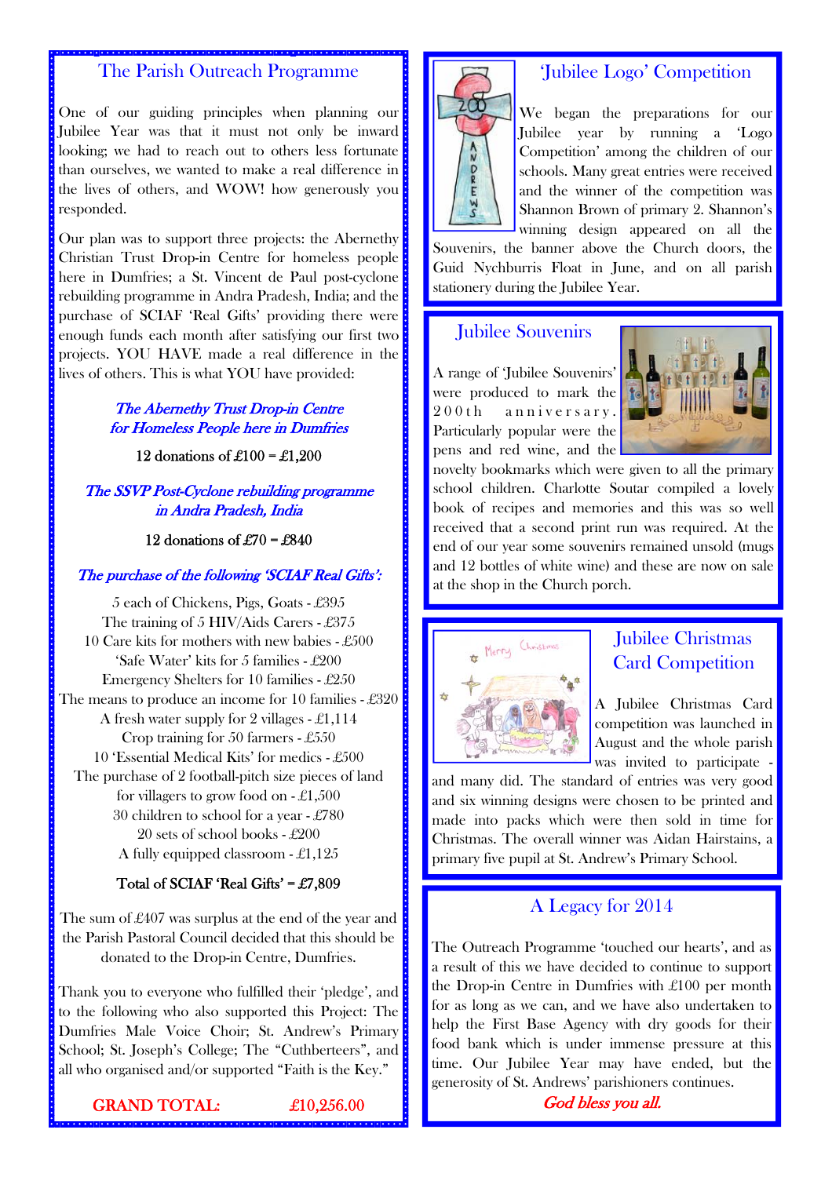## The Parish Outreach Programme

One of our guiding principles when planning our Jubilee Year was that it must not only be inward looking; we had to reach out to others less fortunate than ourselves, we wanted to make a real difference in the lives of others, and WOW! how generously you responded.

Our plan was to support three projects: the Abernethy Christian Trust Drop-in Centre for homeless people here in Dumfries; a St. Vincent de Paul post-cyclone rebuilding programme in Andra Pradesh, India; and the purchase of SCIAF 'Real Gifts' providing there were enough funds each month after satisfying our first two projects. YOU HAVE made a real difference in the lives of others. This is what YOU have provided:

***The Abernethy Trust Drop-in Centre for Homeless People here in Dumfries***

12 donations of £100 = £1,200

***The SSVP Post-Cyclone rebuilding programme in Andra Pradesh, India***

12 donations of £70 = £840

***The purchase of the following 'SCIAF Real Gifts':***

5 each of Chickens, Pigs, Goats - £395
The training of 5 HIV/Aids Carers - £375
10 Care kits for mothers with new babies - £500
'Safe Water' kits for 5 families - £200
Emergency Shelters for 10 families - £250
The means to produce an income for 10 families - £320
A fresh water supply for 2 villages - £1,114
Crop training for 50 farmers - £550
10 'Essential Medical Kits' for medics - £500
The purchase of 2 football-pitch size pieces of land for villagers to grow food on - £1,500
30 children to school for a year - £780
20 sets of school books - £200
A fully equipped classroom - £1,125

Total of SCIAF 'Real Gifts' = £7,809

The sum of £407 was surplus at the end of the year and the Parish Pastoral Council decided that this should be donated to the Drop-in Centre, Dumfries.

Thank you to everyone who fulfilled their 'pledge', and to the following who also supported this Project: The Dumfries Male Voice Choir; St. Andrew's Primary School; St. Joseph's College; The "Cuthberteers", and all who organised and/or supported "Faith is the Key."

**GRAND TOTAL: £10,256.00**

## 'Jubilee Logo' Competition

We began the preparations for our Jubilee year by running a 'Logo Competition' among the children of our schools. Many great entries were received and the winner of the competition was Shannon Brown of primary 2. Shannon's winning design appeared on all the Souvenirs, the banner above the Church doors, the Guid Nychburris Float in June, and on all parish stationery during the Jubilee Year.

## Jubilee Souvenirs

A range of 'Jubilee Souvenirs' were produced to mark the 200th anniversary. Particularly popular were the pens and red wine, and the novelty bookmarks which were given to all the primary school children. Charlotte Soutar compiled a lovely book of recipes and memories and this was so well received that a second print run was required. At the end of our year some souvenirs remained unsold (mugs and 12 bottles of white wine) and these are now on sale at the shop in the Church porch.

## Jubilee Christmas Card Competition

A Jubilee Christmas Card competition was launched in August and the whole parish was invited to participate - and many did. The standard of entries was very good and six winning designs were chosen to be printed and made into packs which were then sold in time for Christmas. The overall winner was Aidan Hairstains, a primary five pupil at St. Andrew's Primary School.

## A Legacy for 2014

The Outreach Programme 'touched our hearts', and as a result of this we have decided to continue to support the Drop-in Centre in Dumfries with £100 per month for as long as we can, and we have also undertaken to help the First Base Agency with dry goods for their food bank which is under immense pressure at this time. Our Jubilee Year may have ended, but the generosity of St. Andrews' parishioners continues.

***God bless you all.***